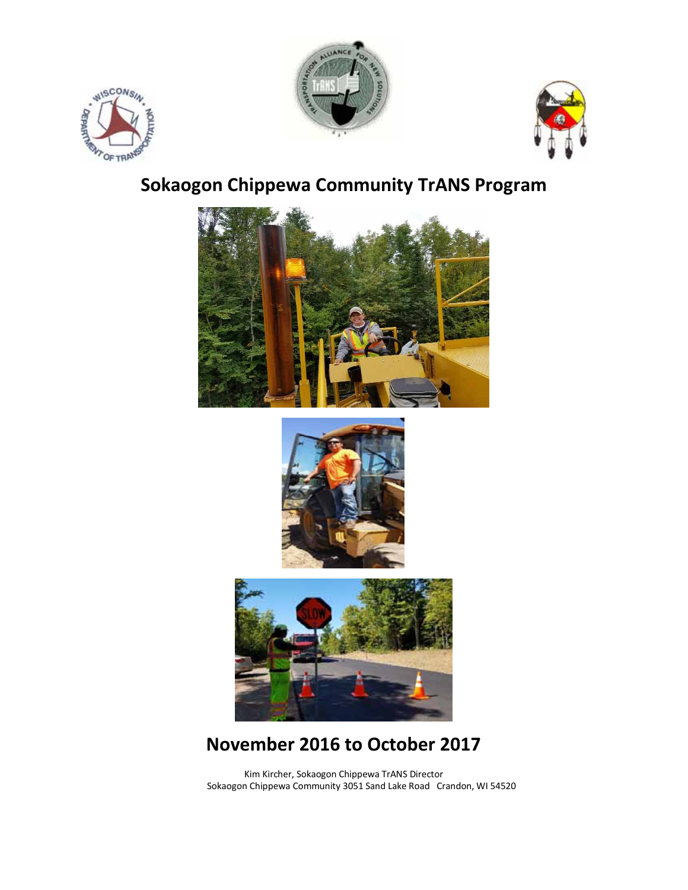# Sokaogon Chippewa Community TrANS Program

## November 2016 to October 2017

Kim Kircher, Sokaogon Chippewa TrANS Director
Sokaogon Chippewa Community 3051 Sand Lake Road Crandon, WI 54520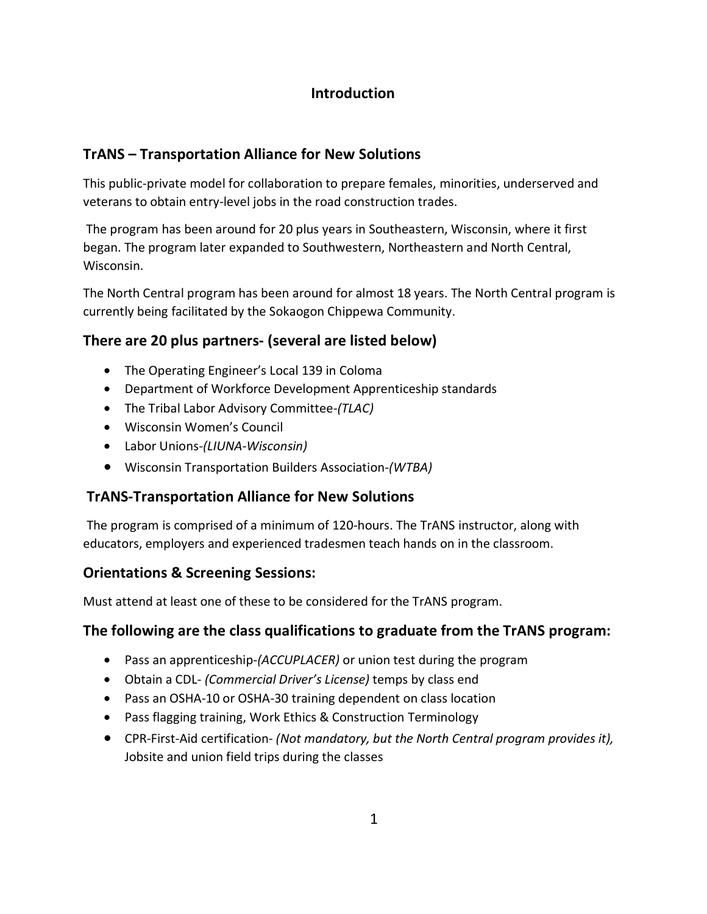# Introduction

## TrANS – Transportation Alliance for New Solutions

This public-private model for collaboration to prepare females, minorities, underserved and veterans to obtain entry-level jobs in the road construction trades.

The program has been around for 20 plus years in Southeastern, Wisconsin, where it first began. The program later expanded to Southwestern, Northeastern and North Central, Wisconsin.

The North Central program has been around for almost 18 years. The North Central program is currently being facilitated by the Sokaogon Chippewa Community.

## There are 20 plus partners- (several are listed below)

- The Operating Engineer's Local 139 in Coloma
- Department of Workforce Development Apprenticeship standards
- The Tribal Labor Advisory Committee-*(TLAC)*
- Wisconsin Women's Council
- Labor Unions-*(LIUNA-Wisconsin)*
- Wisconsin Transportation Builders Association-*(WTBA)*

## TrANS-Transportation Alliance for New Solutions

The program is comprised of a minimum of 120-hours. The TrANS instructor, along with educators, employers and experienced tradesmen teach hands on in the classroom.

## Orientations & Screening Sessions:

Must attend at least one of these to be considered for the TrANS program.

## The following are the class qualifications to graduate from the TrANS program:

- Pass an apprenticeship-*(ACCUPLACER)* or union test during the program
- Obtain a CDL- *(Commercial Driver's License)* temps by class end
- Pass an OSHA-10 or OSHA-30 training dependent on class location
- Pass flagging training, Work Ethics & Construction Terminology
- CPR-First-Aid certification- *(Not mandatory, but the North Central program provides it),* Jobsite and union field trips during the classes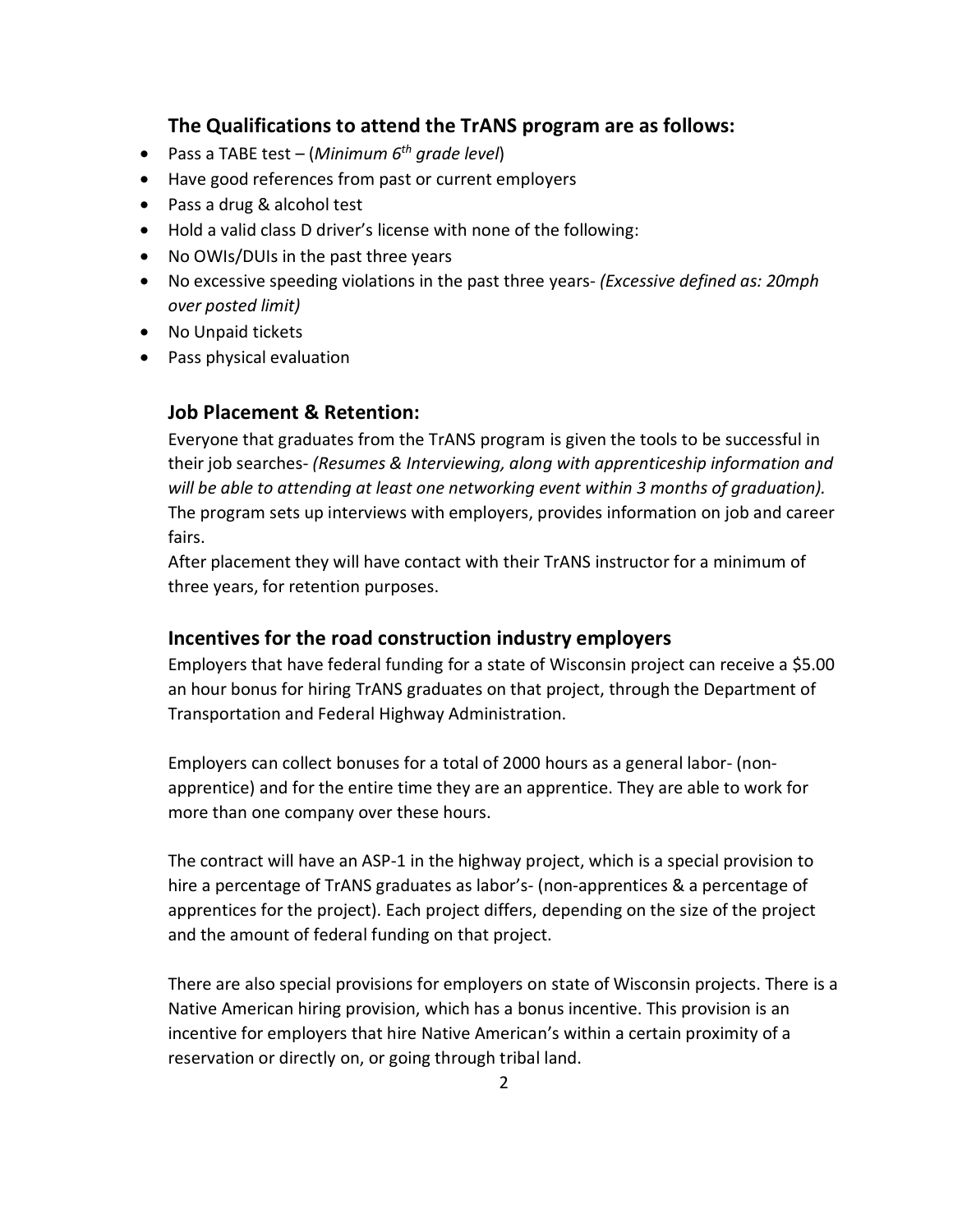### The Qualifications to attend the TrANS program are as follows:

- Pass a TABE test – (*Minimum 6th grade level*)
- Have good references from past or current employers
- Pass a drug & alcohol test
- Hold a valid class D driver's license with none of the following:
- No OWIs/DUIs in the past three years
- No excessive speeding violations in the past three years- *(Excessive defined as: 20mph over posted limit)*
- No Unpaid tickets
- Pass physical evaluation

### Job Placement & Retention:

Everyone that graduates from the TrANS program is given the tools to be successful in their job searches- *(Resumes & Interviewing, along with apprenticeship information and will be able to attending at least one networking event within 3 months of graduation).* The program sets up interviews with employers, provides information on job and career fairs.

After placement they will have contact with their TrANS instructor for a minimum of three years, for retention purposes.

### Incentives for the road construction industry employers

Employers that have federal funding for a state of Wisconsin project can receive a $5.00 an hour bonus for hiring TrANS graduates on that project, through the Department of Transportation and Federal Highway Administration.

Employers can collect bonuses for a total of 2000 hours as a general labor- (non-apprentice) and for the entire time they are an apprentice. They are able to work for more than one company over these hours.

The contract will have an ASP-1 in the highway project, which is a special provision to hire a percentage of TrANS graduates as labor's- (non-apprentices & a percentage of apprentices for the project). Each project differs, depending on the size of the project and the amount of federal funding on that project.

There are also special provisions for employers on state of Wisconsin projects. There is a Native American hiring provision, which has a bonus incentive. This provision is an incentive for employers that hire Native American's within a certain proximity of a reservation or directly on, or going through tribal land.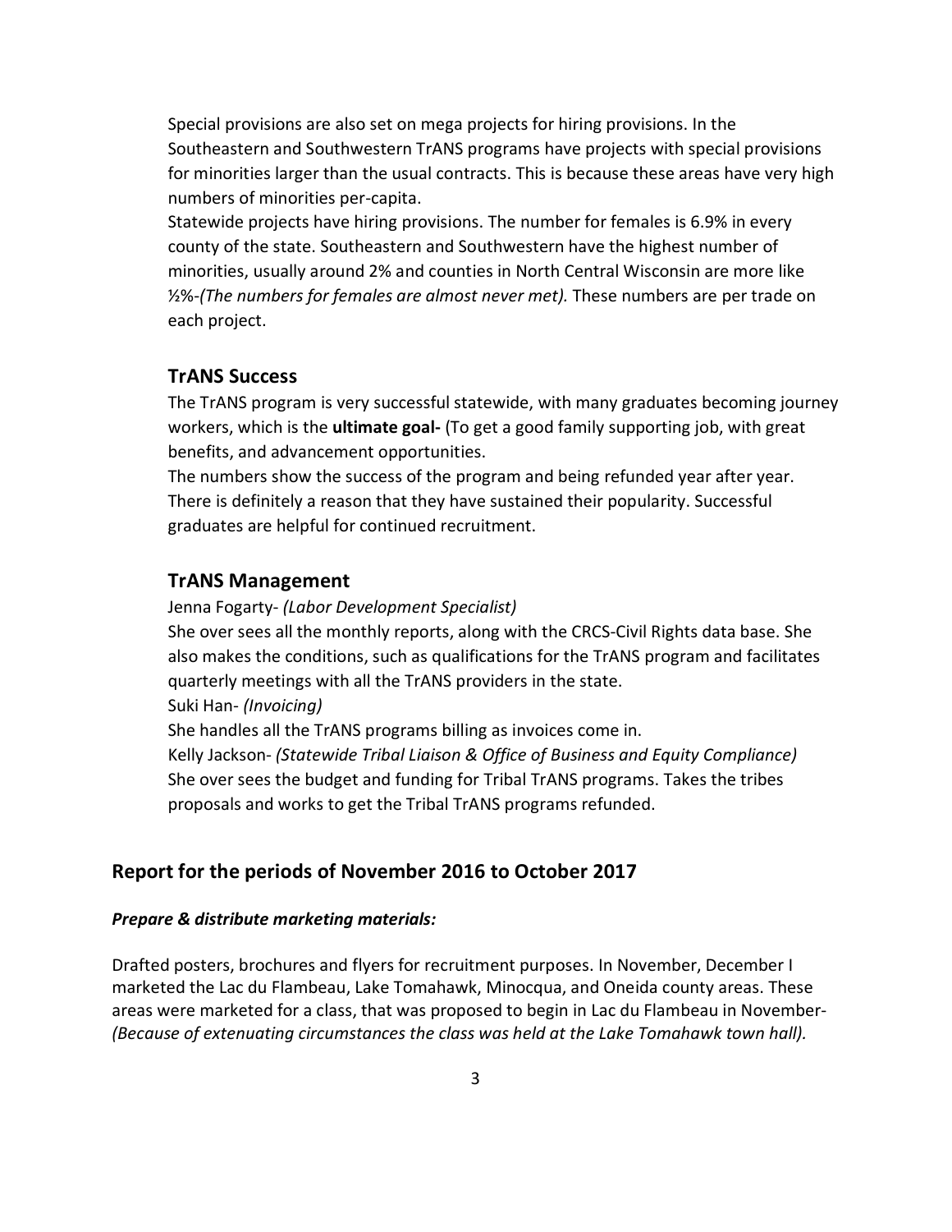Special provisions are also set on mega projects for hiring provisions. In the Southeastern and Southwestern TrANS programs have projects with special provisions for minorities larger than the usual contracts. This is because these areas have very high numbers of minorities per-capita.
Statewide projects have hiring provisions. The number for females is 6.9% in every county of the state. Southeastern and Southwestern have the highest number of minorities, usually around 2% and counties in North Central Wisconsin are more like ½%-*(The numbers for females are almost never met).* These numbers are per trade on each project.

### TrANS Success

The TrANS program is very successful statewide, with many graduates becoming journey workers, which is the **ultimate goal-** (To get a good family supporting job, with great benefits, and advancement opportunities.
The numbers show the success of the program and being refunded year after year. There is definitely a reason that they have sustained their popularity. Successful graduates are helpful for continued recruitment.

### TrANS Management

Jenna Fogarty- *(Labor Development Specialist)*
She over sees all the monthly reports, along with the CRCS-Civil Rights data base. She also makes the conditions, such as qualifications for the TrANS program and facilitates quarterly meetings with all the TrANS providers in the state.
Suki Han- *(Invoicing)*
She handles all the TrANS programs billing as invoices come in.
Kelly Jackson- *(Statewide Tribal Liaison & Office of Business and Equity Compliance)*
She over sees the budget and funding for Tribal TrANS programs. Takes the tribes proposals and works to get the Tribal TrANS programs refunded.

## Report for the periods of November 2016 to October 2017

***Prepare & distribute marketing materials:***

Drafted posters, brochures and flyers for recruitment purposes. In November, December I marketed the Lac du Flambeau, Lake Tomahawk, Minocqua, and Oneida county areas. These areas were marketed for a class, that was proposed to begin in Lac du Flambeau in November-*(Because of extenuating circumstances the class was held at the Lake Tomahawk town hall).*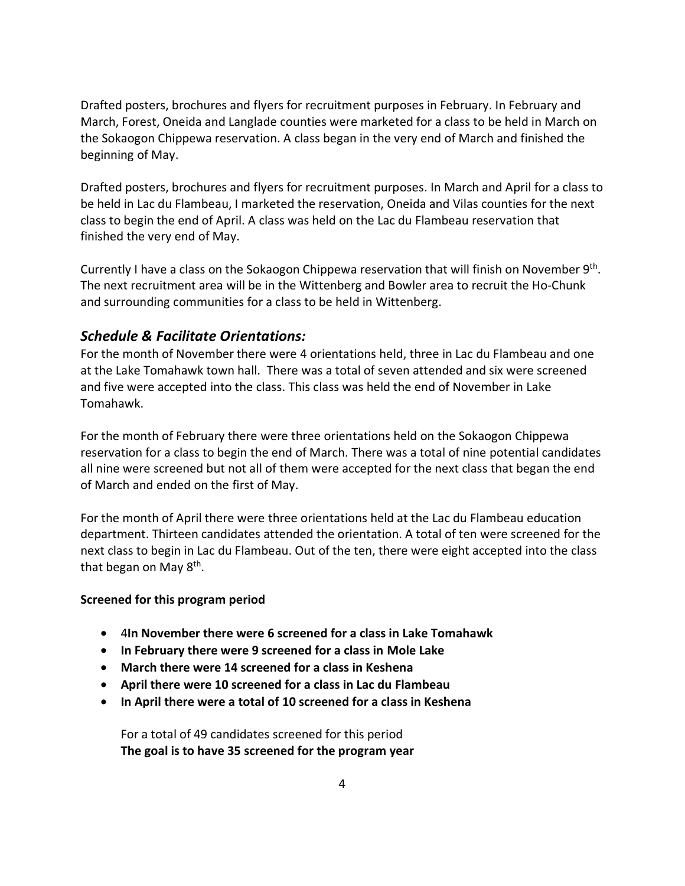Drafted posters, brochures and flyers for recruitment purposes in February. In February and March, Forest, Oneida and Langlade counties were marketed for a class to be held in March on the Sokaogon Chippewa reservation. A class began in the very end of March and finished the beginning of May.

Drafted posters, brochures and flyers for recruitment purposes. In March and April for a class to be held in Lac du Flambeau, I marketed the reservation, Oneida and Vilas counties for the next class to begin the end of April. A class was held on the Lac du Flambeau reservation that finished the very end of May.

Currently I have a class on the Sokaogon Chippewa reservation that will finish on November 9th. The next recruitment area will be in the Wittenberg and Bowler area to recruit the Ho-Chunk and surrounding communities for a class to be held in Wittenberg.

## *Schedule & Facilitate Orientations:*

For the month of November there were 4 orientations held, three in Lac du Flambeau and one at the Lake Tomahawk town hall. There was a total of seven attended and six were screened and five were accepted into the class. This class was held the end of November in Lake Tomahawk.

For the month of February there were three orientations held on the Sokaogon Chippewa reservation for a class to begin the end of March. There was a total of nine potential candidates all nine were screened but not all of them were accepted for the next class that began the end of March and ended on the first of May.

For the month of April there were three orientations held at the Lac du Flambeau education department. Thirteen candidates attended the orientation. A total of ten were screened for the next class to begin in Lac du Flambeau. Out of the ten, there were eight accepted into the class that began on May 8th.

**Screened for this program period**

- 4**In November there were 6 screened for a class in Lake Tomahawk**
- **In February there were 9 screened for a class in Mole Lake**
- **March there were 14 screened for a class in Keshena**
- **April there were 10 screened for a class in Lac du Flambeau**
- **In April there were a total of 10 screened for a class in Keshena**

For a total of 49 candidates screened for this period
**The goal is to have 35 screened for the program year**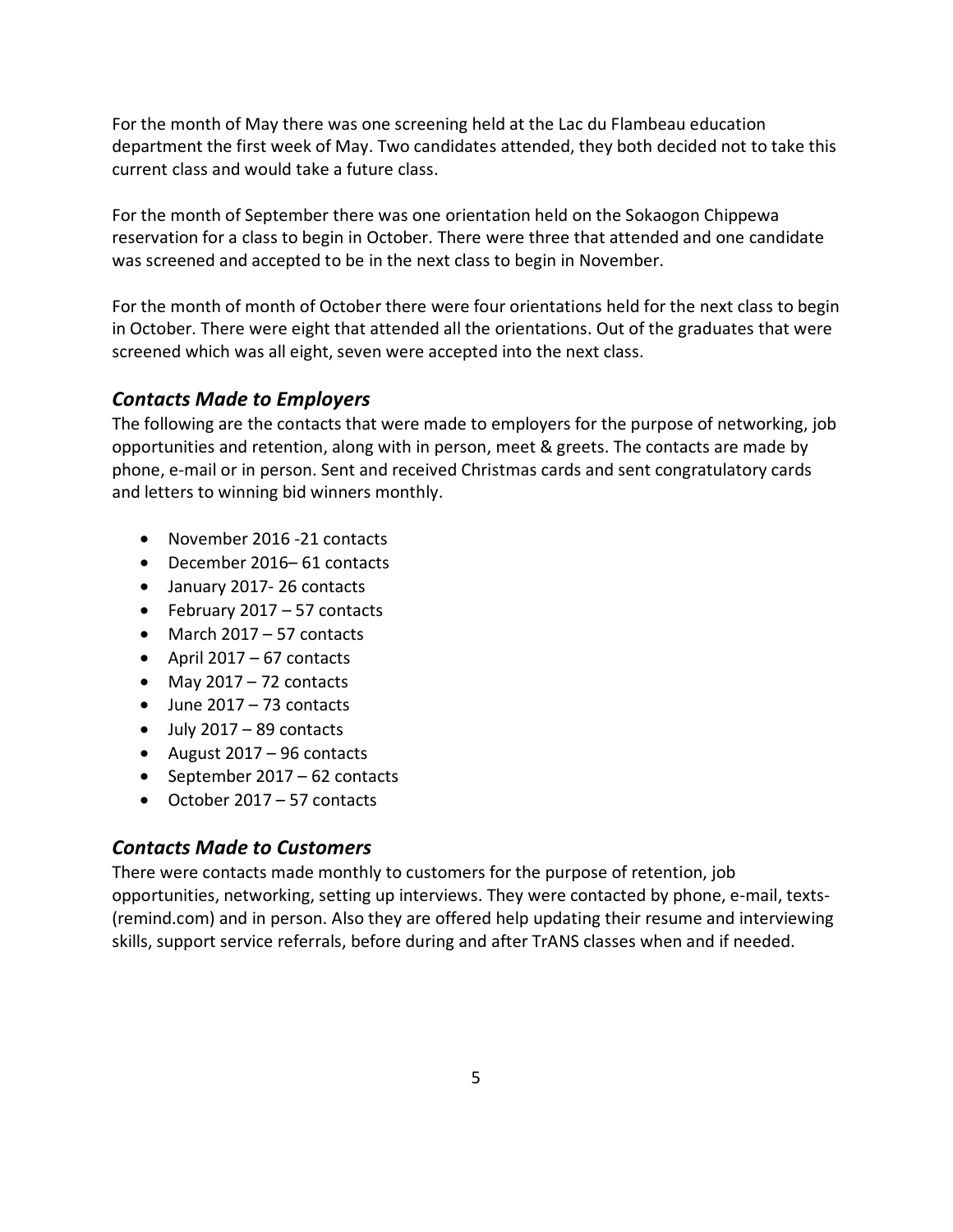For the month of May there was one screening held at the Lac du Flambeau education department the first week of May. Two candidates attended, they both decided not to take this current class and would take a future class.

For the month of September there was one orientation held on the Sokaogon Chippewa reservation for a class to begin in October. There were three that attended and one candidate was screened and accepted to be in the next class to begin in November.

For the month of month of October there were four orientations held for the next class to begin in October. There were eight that attended all the orientations. Out of the graduates that were screened which was all eight, seven were accepted into the next class.

### *Contacts Made to Employers*

The following are the contacts that were made to employers for the purpose of networking, job opportunities and retention, along with in person, meet & greets. The contacts are made by phone, e-mail or in person. Sent and received Christmas cards and sent congratulatory cards and letters to winning bid winners monthly.

- November 2016 -21 contacts
- December 2016– 61 contacts
- January 2017- 26 contacts
- February 2017 – 57 contacts
- March 2017 – 57 contacts
- April 2017 – 67 contacts
- May 2017 – 72 contacts
- June 2017 – 73 contacts
- July 2017 – 89 contacts
- August 2017 – 96 contacts
- September 2017 – 62 contacts
- October 2017 – 57 contacts

### *Contacts Made to Customers*

There were contacts made monthly to customers for the purpose of retention, job opportunities, networking, setting up interviews. They were contacted by phone, e-mail, texts- (remind.com) and in person. Also they are offered help updating their resume and interviewing skills, support service referrals, before during and after TrANS classes when and if needed.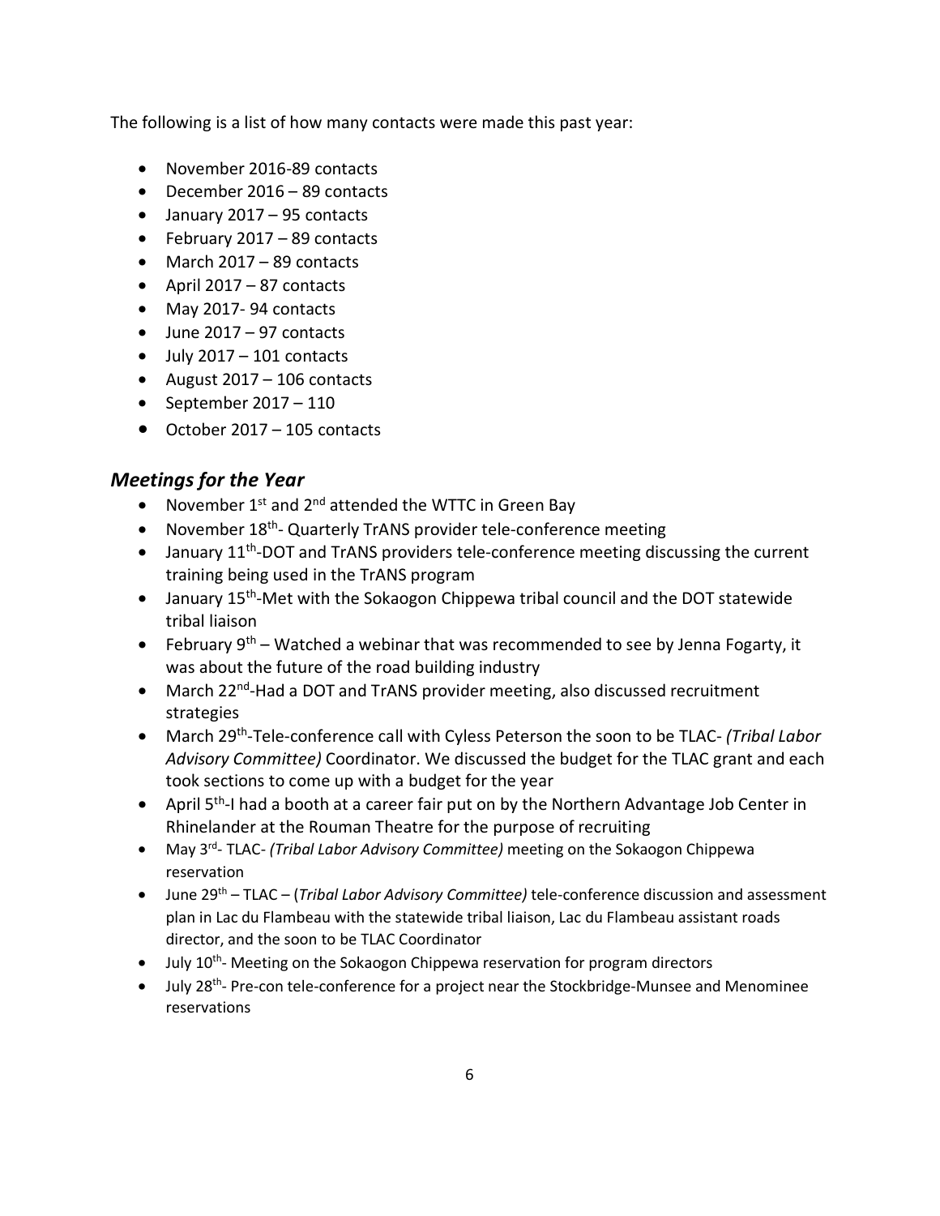The following is a list of how many contacts were made this past year:

- November 2016-89 contacts
- December 2016 – 89 contacts
- January 2017 – 95 contacts
- February 2017 – 89 contacts
- March 2017 – 89 contacts
- April 2017 – 87 contacts
- May 2017- 94 contacts
- June 2017 – 97 contacts
- July 2017 – 101 contacts
- August 2017 – 106 contacts
- September 2017 – 110
- October 2017 – 105 contacts

### *Meetings for the Year*

- November 1st and 2nd attended the WTTC in Green Bay
- November 18th- Quarterly TrANS provider tele-conference meeting
- January 11th-DOT and TrANS providers tele-conference meeting discussing the current training being used in the TrANS program
- January 15th-Met with the Sokaogon Chippewa tribal council and the DOT statewide tribal liaison
- February 9th – Watched a webinar that was recommended to see by Jenna Fogarty, it was about the future of the road building industry
- March 22nd-Had a DOT and TrANS provider meeting, also discussed recruitment strategies
- March 29th-Tele-conference call with Cyless Peterson the soon to be TLAC- *(Tribal Labor Advisory Committee)* Coordinator. We discussed the budget for the TLAC grant and each took sections to come up with a budget for the year
- April 5th-I had a booth at a career fair put on by the Northern Advantage Job Center in Rhinelander at the Rouman Theatre for the purpose of recruiting
- May 3rd- TLAC- *(Tribal Labor Advisory Committee)* meeting on the Sokaogon Chippewa reservation
- June 29th – TLAC – (*Tribal Labor Advisory Committee)* tele-conference discussion and assessment plan in Lac du Flambeau with the statewide tribal liaison, Lac du Flambeau assistant roads director, and the soon to be TLAC Coordinator
- July 10th- Meeting on the Sokaogon Chippewa reservation for program directors
- July 28th- Pre-con tele-conference for a project near the Stockbridge-Munsee and Menominee reservations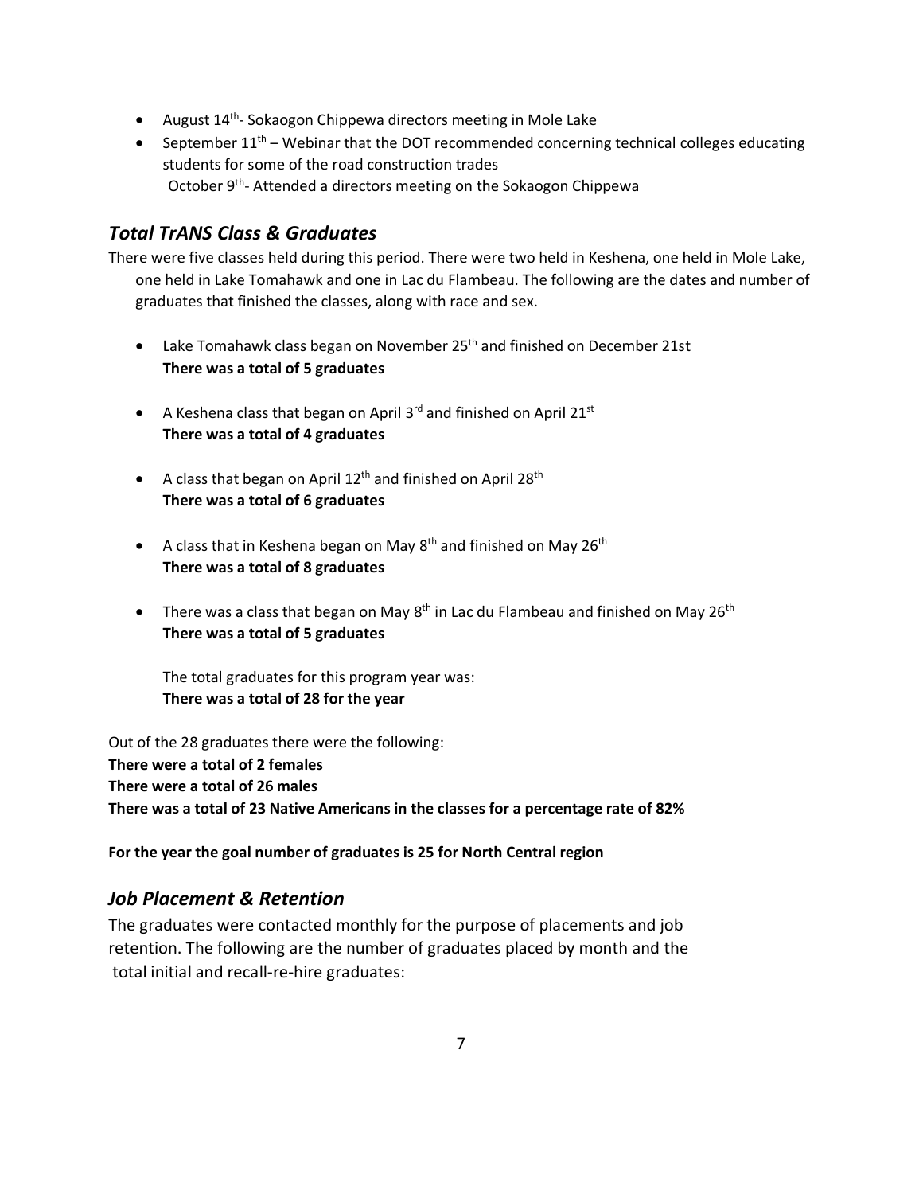- August 14th- Sokaogon Chippewa directors meeting in Mole Lake
- September 11th – Webinar that the DOT recommended concerning technical colleges educating students for some of the road construction trades
  October 9th- Attended a directors meeting on the Sokaogon Chippewa

## *Total TrANS Class & Graduates*

There were five classes held during this period. There were two held in Keshena, one held in Mole Lake, one held in Lake Tomahawk and one in Lac du Flambeau. The following are the dates and number of graduates that finished the classes, along with race and sex.

- Lake Tomahawk class began on November 25th and finished on December 21st
  **There was a total of 5 graduates**

- A Keshena class that began on April 3rd and finished on April 21st
  **There was a total of 4 graduates**

- A class that began on April 12th and finished on April 28th
  **There was a total of 6 graduates**

- A class that in Keshena began on May 8th and finished on May 26th
  **There was a total of 8 graduates**

- There was a class that began on May 8th in Lac du Flambeau and finished on May 26th
  **There was a total of 5 graduates**

  The total graduates for this program year was:
  **There was a total of 28 for the year**

Out of the 28 graduates there were the following:
**There were a total of 2 females**
**There were a total of 26 males**
**There was a total of 23 Native Americans in the classes for a percentage rate of 82%**

**For the year the goal number of graduates is 25 for North Central region**

## *Job Placement & Retention*

The graduates were contacted monthly for the purpose of placements and job retention. The following are the number of graduates placed by month and the total initial and recall-re-hire graduates: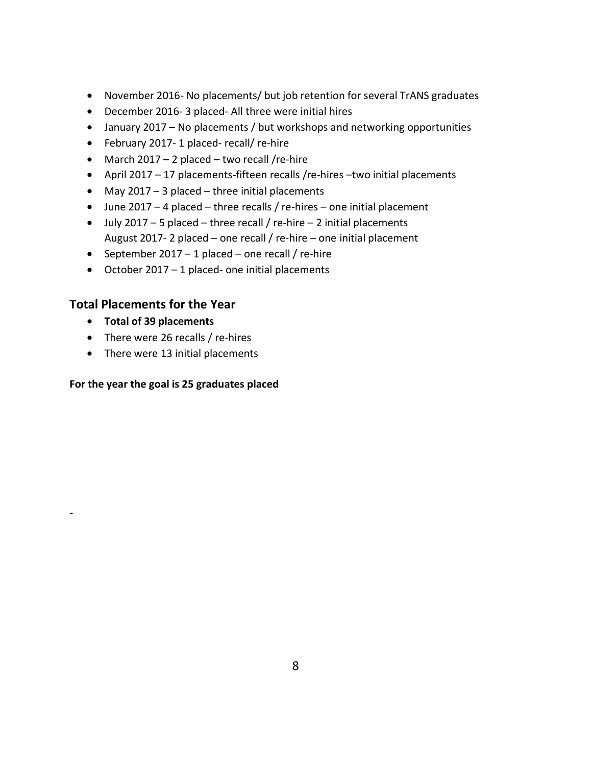- November 2016- No placements/ but job retention for several TrANS graduates
- December 2016- 3 placed- All three were initial hires
- January 2017 – No placements / but workshops and networking opportunities
- February 2017- 1 placed- recall/ re-hire
- March 2017 – 2 placed – two recall /re-hire
- April 2017 – 17 placements-fifteen recalls /re-hires –two initial placements
- May 2017 – 3 placed – three initial placements
- June 2017 – 4 placed – three recalls / re-hires – one initial placement
- July 2017 – 5 placed – three recall / re-hire – 2 initial placements
  August 2017- 2 placed – one recall / re-hire – one initial placement
- September 2017 – 1 placed – one recall / re-hire
- October 2017 – 1 placed- one initial placements

## Total Placements for the Year

- **Total of 39 placements**
- There were 26 recalls / re-hires
- There were 13 initial placements

**For the year the goal is 25 graduates placed**

-